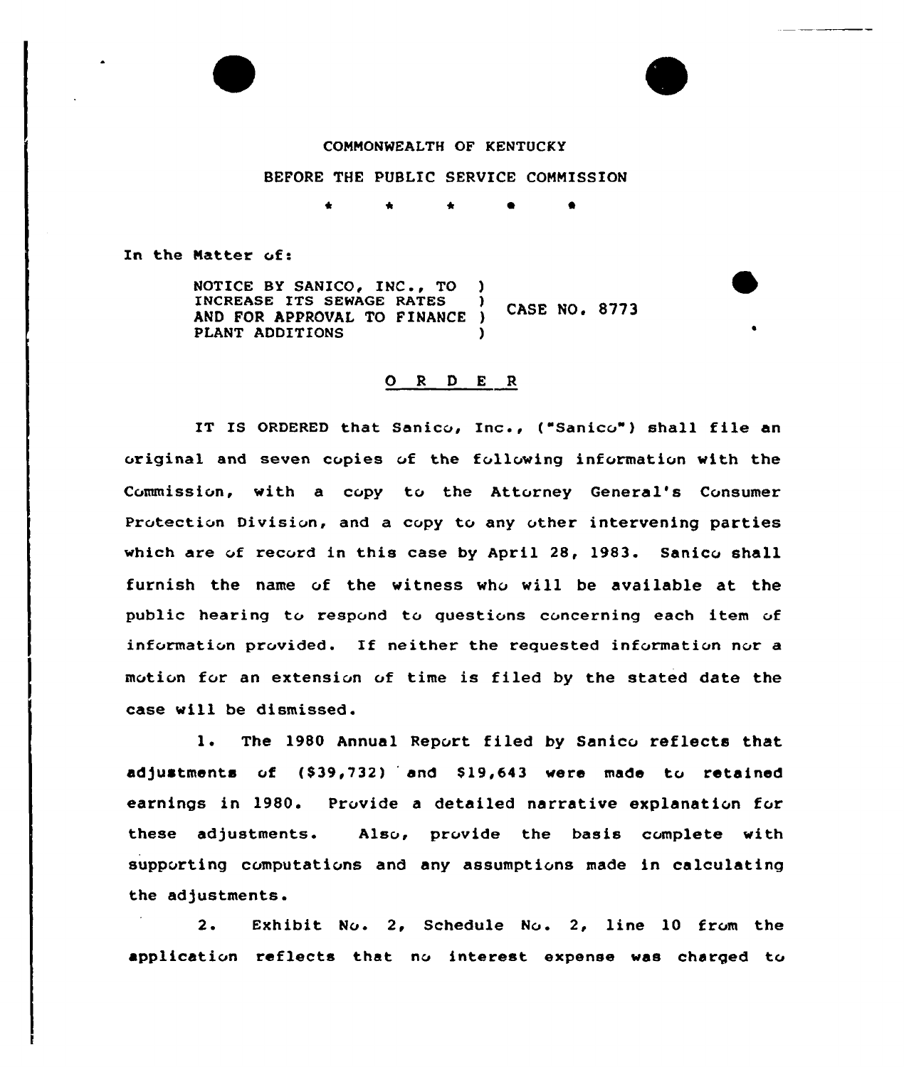COMMONWEALTH OF KENTUCKY

BEFORE THE PUBLIC SERVICE COMMISSION

\* \* \* \* \*

In the Matter of:

NOTICE BY SANICO, INC., TO INCREASE ITS SEWAGE RATES AND FOR APPROVAL TO FINANCE PLANT ADDITIONS ) CASE NO. 8773

O R D E R

IT IS ORDERED that Sanico, Inc., ("Sanico") shall file an original and seven copies of the following information with the Commission, with a copy to the Attorney General's Consumer Protection Division, and a copy to any other intervening parties which are of record in this case by April 28, 1983. Sanico shall furnish the name of the witness who will be available at the public hearing to respond to questions concerning each item of information provided. If neither the requested information nor a motion for an extension of time is filed by the stated date the case will be dismissed.

1. The 1980 Annual Report filed by Sanico reflects that adjustments of ($39,732) and $19,643 were made to retained earnings in 1980. Provide a detailed narrative explanation for these adjustments. Also, provide the basis complete with supporting computations and any assumptions made in calculating the adjustments.

2. Exhibit No. 2, Schedule No. 2, line 10 from the application reflects that no interest expense was charged to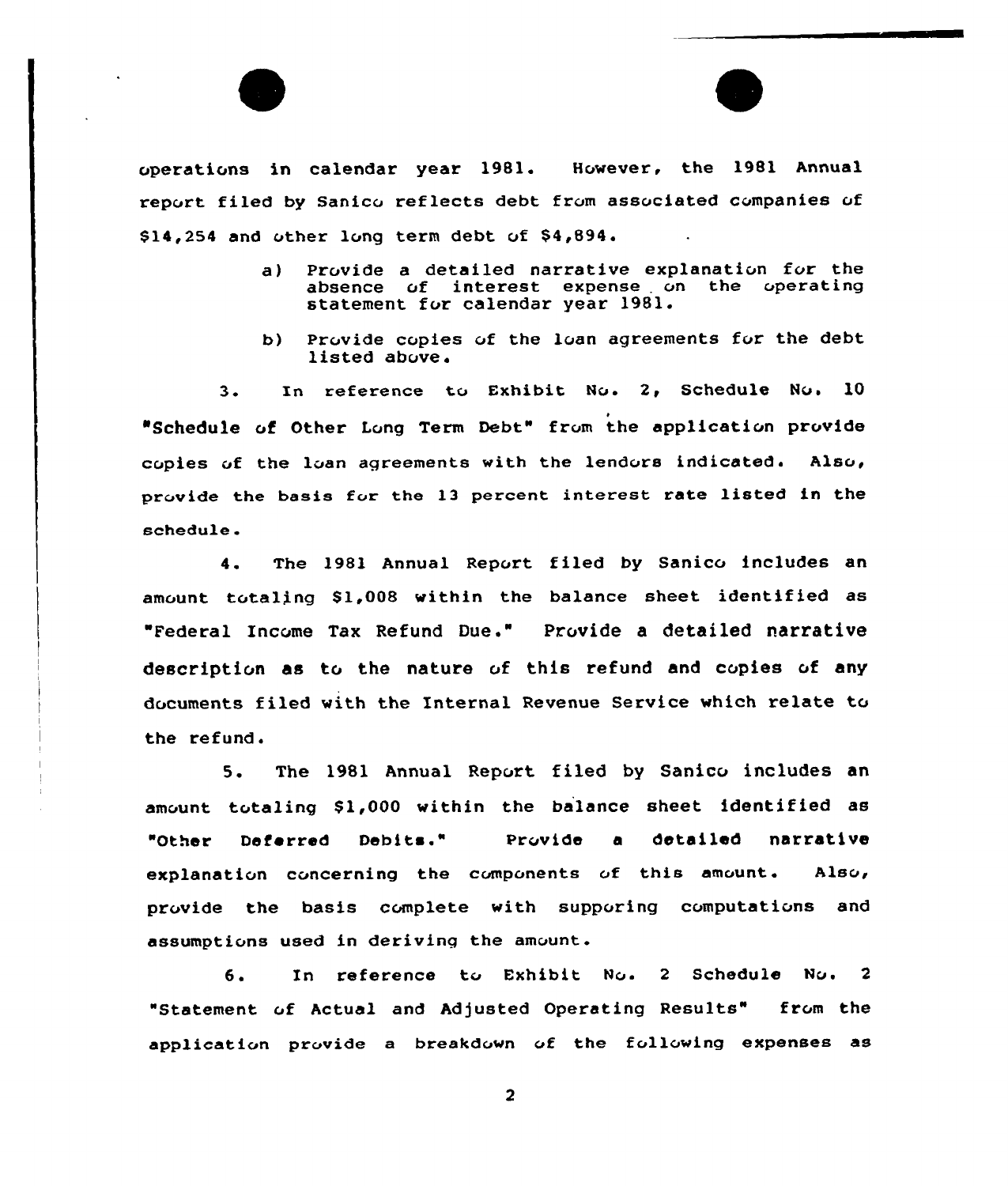operations in calendar year 1981. However, the 1981 Annual report filed by Sanico reflects debt from associated companies of $14,254 and other long term debt of $4,894.

> a) Provide a detailed narrative explanation for the absence of interest expense on the operating statement for calendar year 1981.
>
> b) Provide copies of the loan agreements for the debt listed above.

3. In reference to Exhibit No. 2, Schedule No. 10 "Schedule of Other Long Term Debt" from the application provide copies of the loan agreements with the lendors indicated. Also, provide the basis for the 13 percent interest rate listed in the schedule.

4. The 1981 Annual Report filed by Sanico includes an amount totaling $1,008 within the balance sheet identified as "Federal Income Tax Refund Due." Provide a detailed narrative description as to the nature of this refund and copies of any documents filed with the Internal Revenue Service which relate to the refund.

5. The 1981 Annual Report filed by Sanico includes an amount totaling $1,000 within the balance sheet identified as "Other Deferred Debits." Provide a detailed narrative explanation concerning the components of this amount. Also, provide the basis complete with supporing computations and assumptions used in deriving the amount.

6. In reference to Exhibit No. 2 Schedule No. 2 "Statement of Actual and Adjusted Operating Results" from the application provide a breakdown of the following expenses as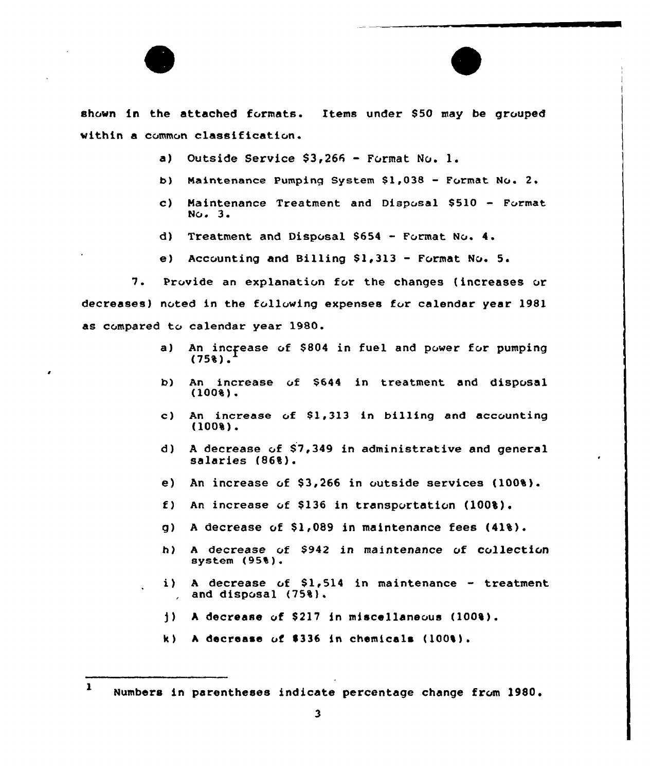shown in the attached formats. Items under $50 may be grouped within a common classification.

a) Outside Service $3,266 - Format No. 1.

b) Maintenance Pumping System $1,038 - Format No. 2.

c) Maintenance Treatment and Disposal $510 - Format No. 3.

d) Treatment and Disposal $654 - Format No. 4.

e) Accounting and Billing $1,313 - Format No. 5.

7. Provide an explanation for the changes (increases or decreases) noted in the following expenses for calendar year 1981 as compared to calendar year 1980.

a) An increase of $804 in fuel and power for pumping (75%).[1]

b) An increase of $644 in treatment and disposal (100%).

c) An increase of $1,313 in billing and accounting (100%).

d) A decrease of $7,349 in administrative and general salaries (86%).

e) An increase of $3,266 in outside services (100%).

f) An increase of $136 in transportation (100%).

g) A decrease of $1,089 in maintenance fees (41%).

h) A decrease of $942 in maintenance of collection system (95%).

i) A decrease of $1,514 in maintenance - treatment and disposal (75%).

j) A decrease of $217 in miscellaneous (100%).

k) A decrease of $336 in chemicals (100%).

---

[1] Numbers in parentheses indicate percentage change from 1980.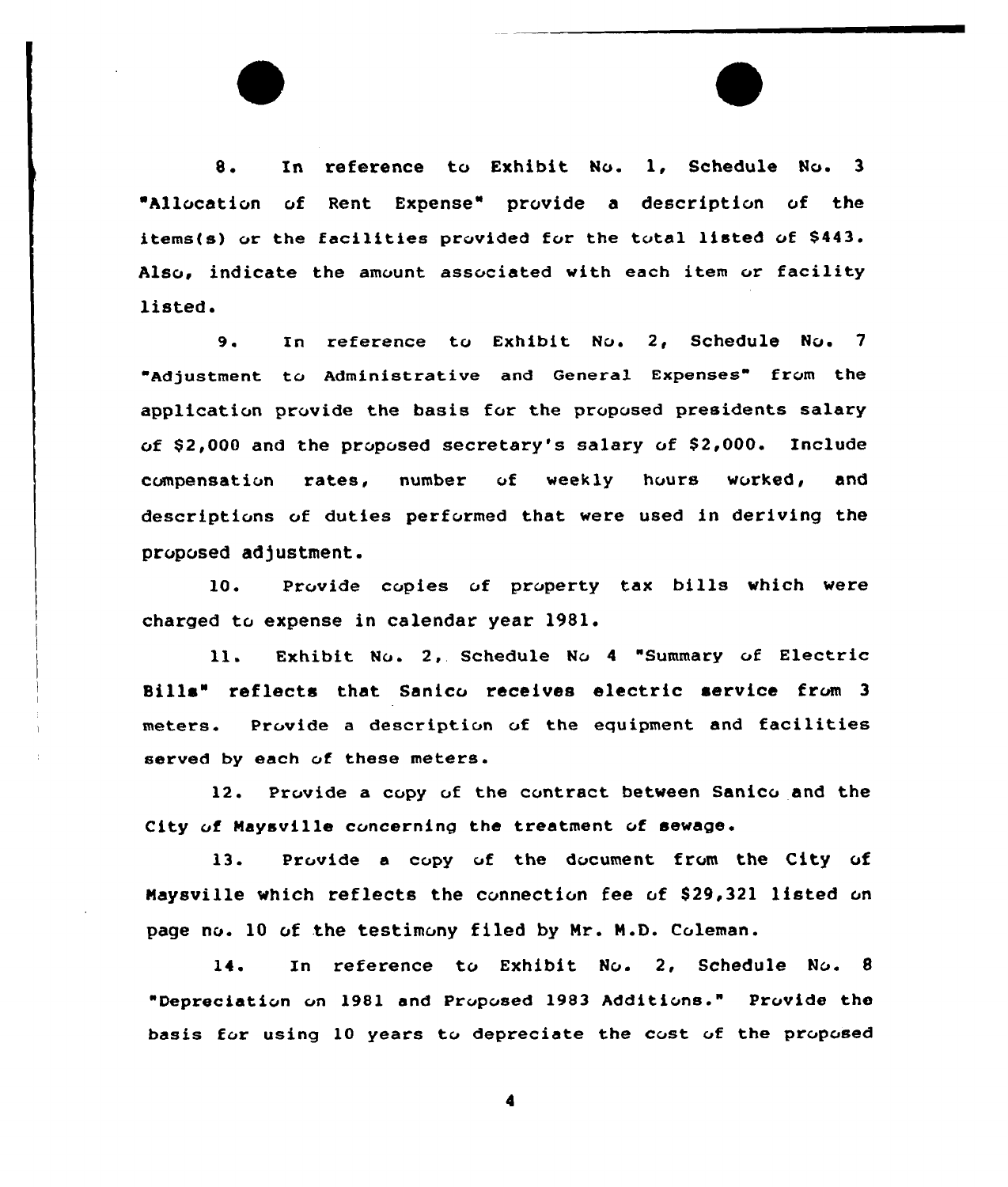8. In reference to Exhibit No. 1, Schedule No. 3 "Allocation of Rent Expense" provide a description of the items(s) or the facilities provided for the total listed of $443. Also, indicate the amount associated with each item or facility listed.

9. In reference to Exhibit No. 2, Schedule No. 7 "Adjustment to Administrative and General Expenses" from the application provide the basis for the proposed presidents salary of $2,000 and the proposed secretary's salary of $2,000. Include compensation rates, number of weekly hours worked, and descriptions of duties performed that were used in deriving the proposed adjustment.

10. Provide copies of property tax bills which were charged to expense in calendar year 1981.

11. Exhibit No. 2, Schedule No 4 "Summary of Electric Bills" reflects that Sanico receives electric service from 3 meters. Provide a description of the equipment and facilities served by each of these meters.

12. Provide a copy of the contract between Sanico and the City of Maysville concerning the treatment of sewage.

13. Provide a copy of the document from the City of Maysville which reflects the connection fee of $29,321 listed on page no. 10 of the testimony filed by Mr. M.D. Coleman.

14. In reference to Exhibit No. 2, Schedule No. 8 "Depreciation on 1981 and Proposed 1983 Additions." Provide the basis for using 10 years to depreciate the cost of the proposed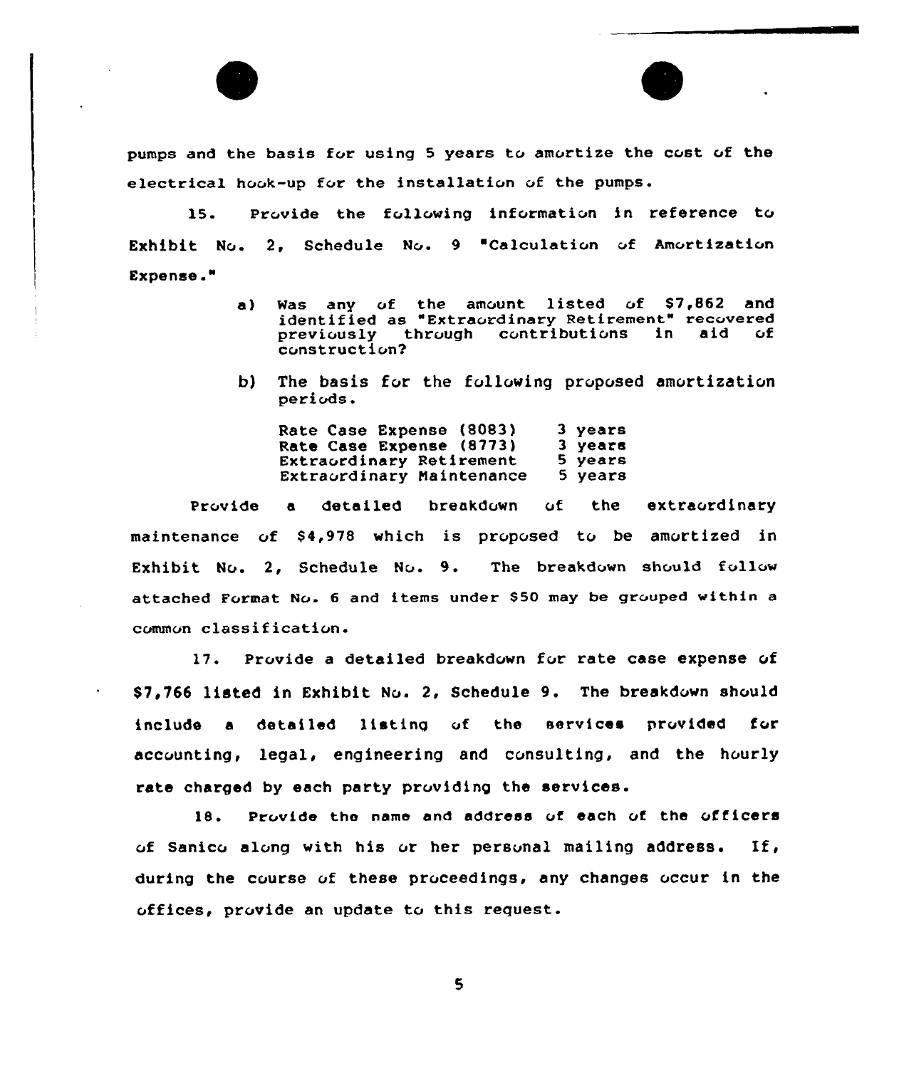pumps and the basis for using 5 years to amortize the cost of the electrical hook-up for the installation of the pumps.

15. Provide the following information in reference to Exhibit No. 2, Schedule No. 9 "Calculation of Amortization Expense."

a) Was any of the amount listed of $7,862 and identified as "Extraordinary Retirement" recovered previously through contributions in aid of construction?

b) The basis for the following proposed amortization periods.

| | |
|---|---|
| Rate Case Expense (8083) | 3 years |
| Rate Case Expense (8773) | 3 years |
| Extraordinary Retirement | 5 years |
| Extraordinary Maintenance | 5 years |

Provide a detailed breakdown of the extraordinary maintenance of $4,978 which is proposed to be amortized in Exhibit No. 2, Schedule No. 9. The breakdown should follow attached Format No. 6 and items under $50 may be grouped within a common classification.

17. Provide a detailed breakdown for rate case expense of $7,766 listed in Exhibit No. 2, Schedule 9. The breakdown should include a detailed listing of the services provided for accounting, legal, engineering and consulting, and the hourly rate charged by each party providing the services.

18. Provide the name and address of each of the officers of Sanico along with his or her personal mailing address. If, during the course of these proceedings, any changes occur in the offices, provide an update to this request.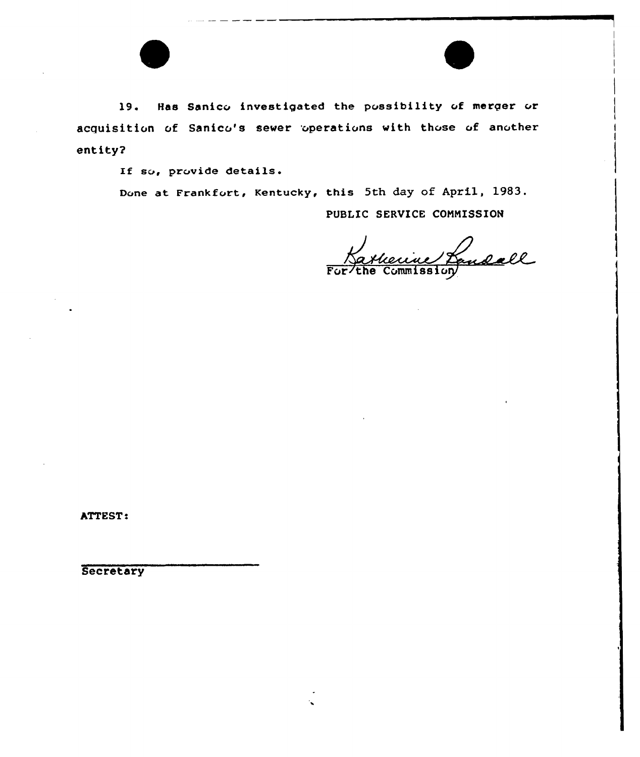19. Has Sanico investigated the possibility of merger or acquisition of Sanico's sewer operations with those of another entity?

If so, provide details.

Done at Frankfort, Kentucky, this 5th day of April, 1983.

PUBLIC SERVICE COMMISSION

Katherine Randall
For the Commission

ATTEST:

Secretary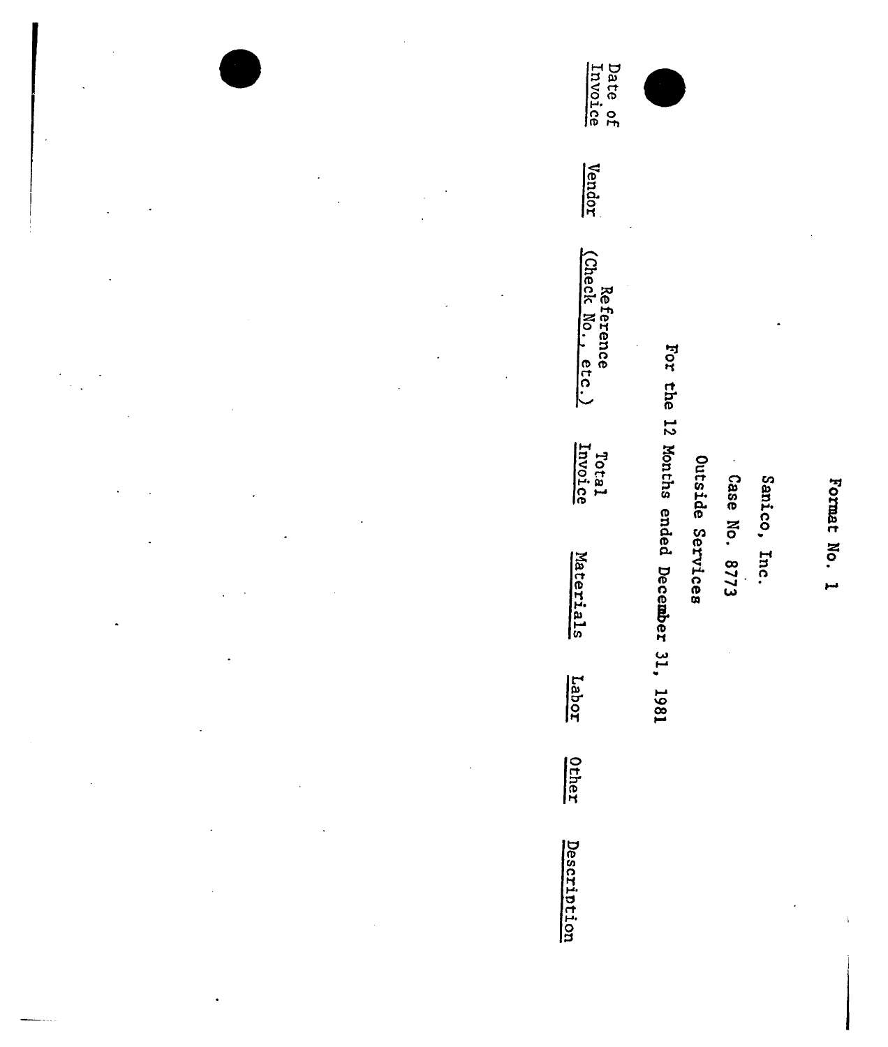Format No. 1

Sanico, Inc.

Case No. 8773

Outside Services

For the 12 Months ended December 31, 1981

| Date of Invoice | Vendor | Reference (Check No., etc.) | Total Invoice | Materials | Labor | Other | Description |
|---|---|---|---|---|---|---|---|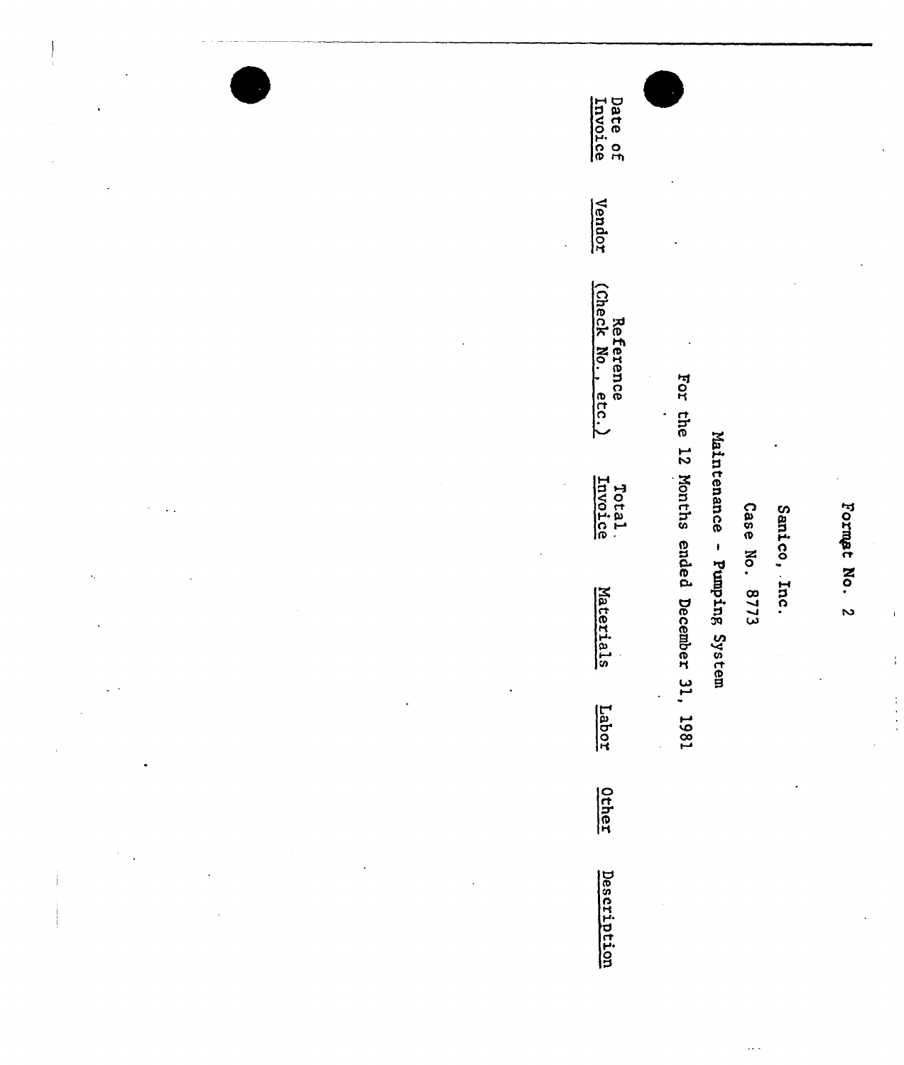Format No. 2

Sanico, Inc.

Case No. 8773

Maintenance - Pumping System

For the 12 Months ended December 31, 1981

| Date of Invoice | Vendor | Reference (Check No., etc.) | Total Invoice | Materials | Labor | Other | Description |
|---|---|---|---|---|---|---|---|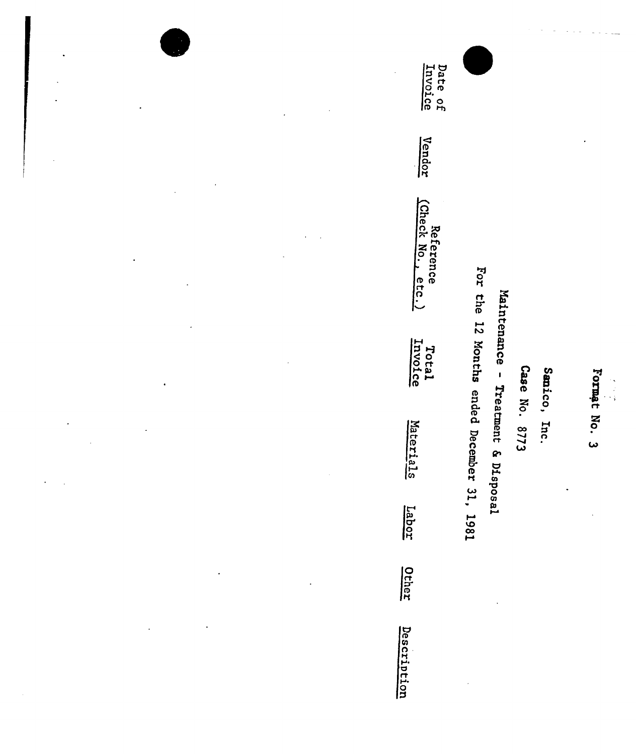Format No. 3

Sanico, Inc.

Case No. 8773

Maintenance - Treatment & Disposal

For the 12 Months ended December 31, 1981

| Date of Invoice | Vendor | Reference (Check No., etc.) | Total Invoice | Materials | Labor | Other | Description |
| --- | --- | --- | --- | --- | --- | --- | --- |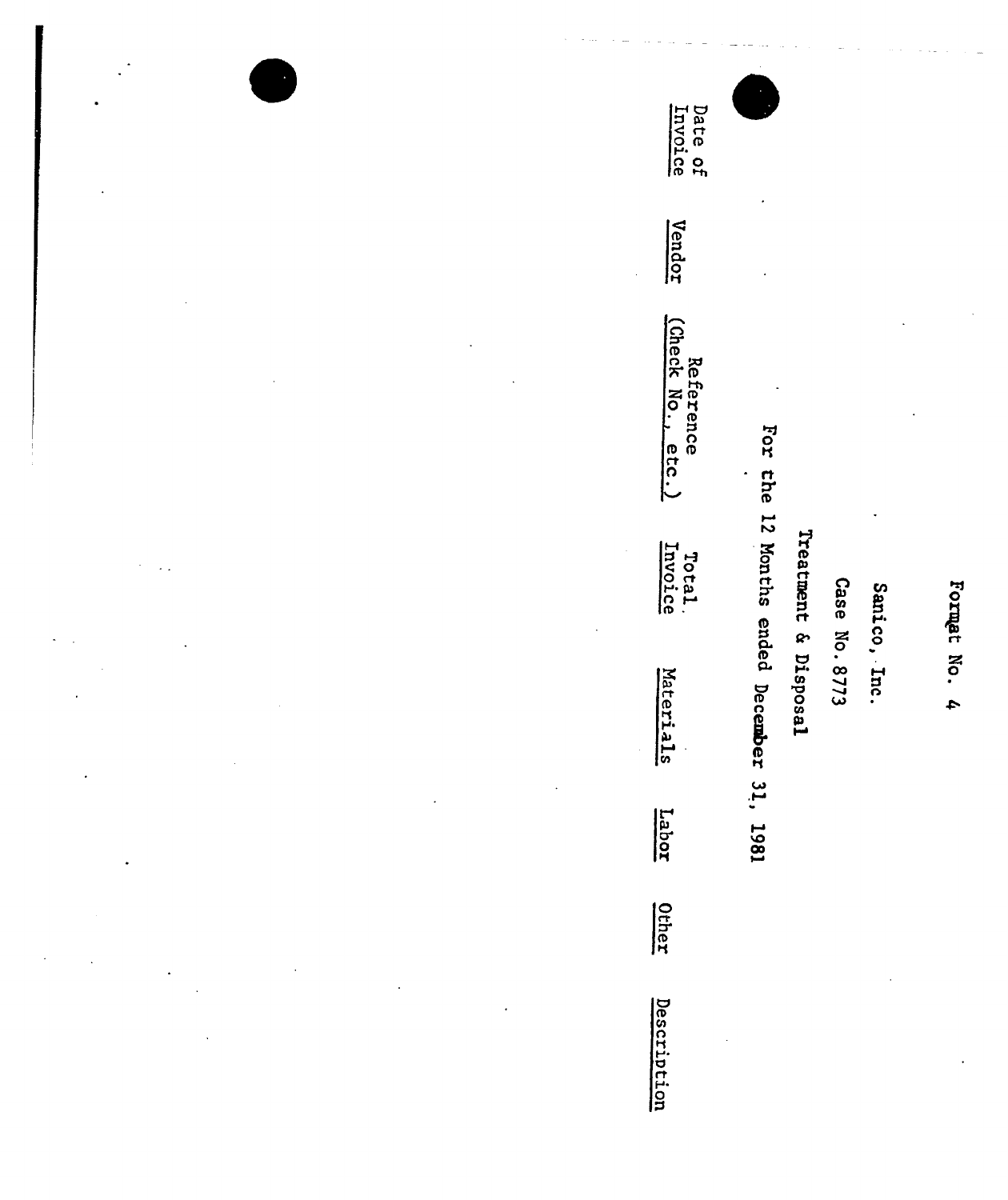Format No. 4

Sanico, Inc.

Case No. 8773

Treatment & Disposal

For the 12 Months ended December 31, 1981

| Date of Invoice | Vendor | Reference (Check No., etc.) | Total Invoice | Materials | Labor | Other | Description |
|---|---|---|---|---|---|---|---|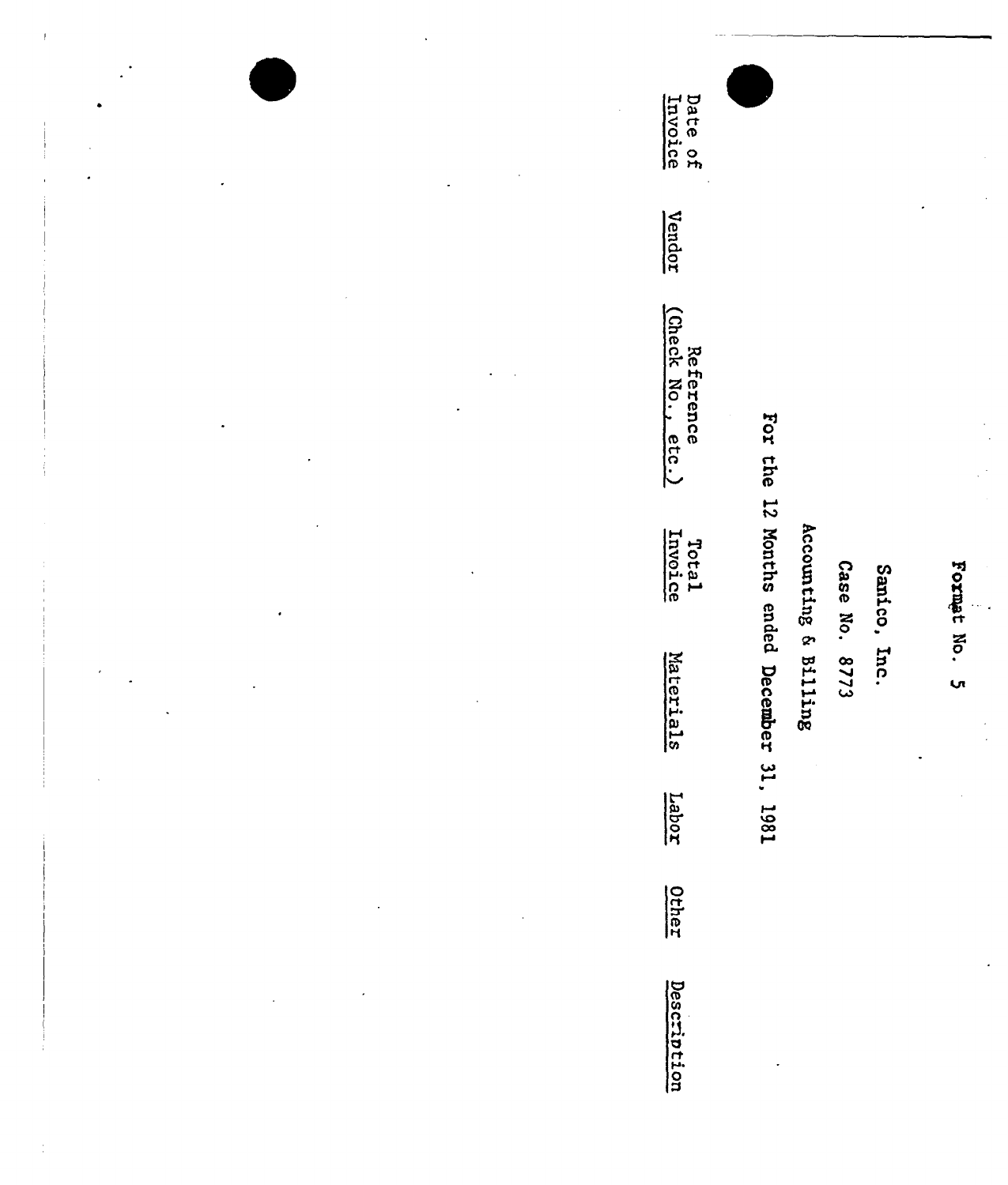Format No. 5

Sanico, Inc.

Case No. 8773

Accounting & Billing

For the 12 Months ended December 31, 1981

| Date of Invoice | Vendor | Reference (Check No., etc.) | Total Invoice | Materials | Labor | Other | Description |
|---|---|---|---|---|---|---|---|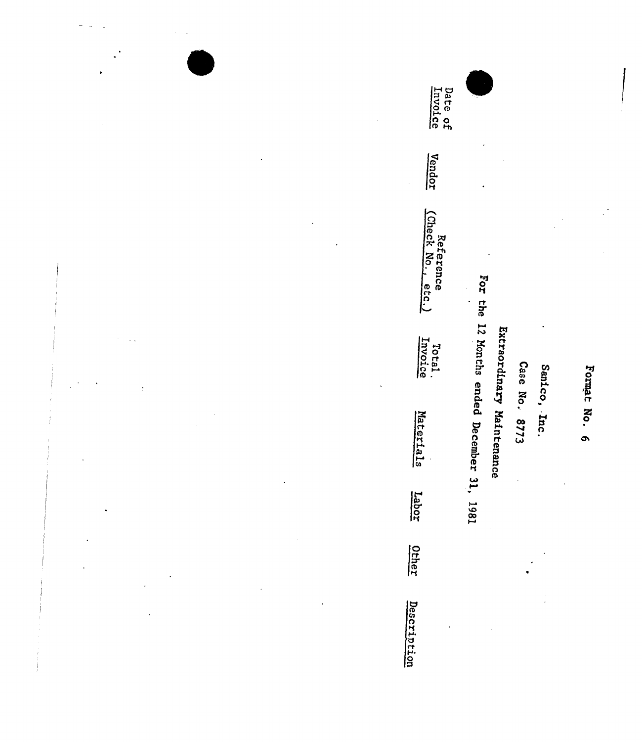Format No. 6

Sanico, Inc.

Case No. 8773

Extraordinary Maintenance

For the 12 Months ended December 31, 1981

| Date of Invoice | Vendor | Reference (Check No., etc.) | Total Invoice | Materials | Labor | Other | Description |
|---|---|---|---|---|---|---|---|